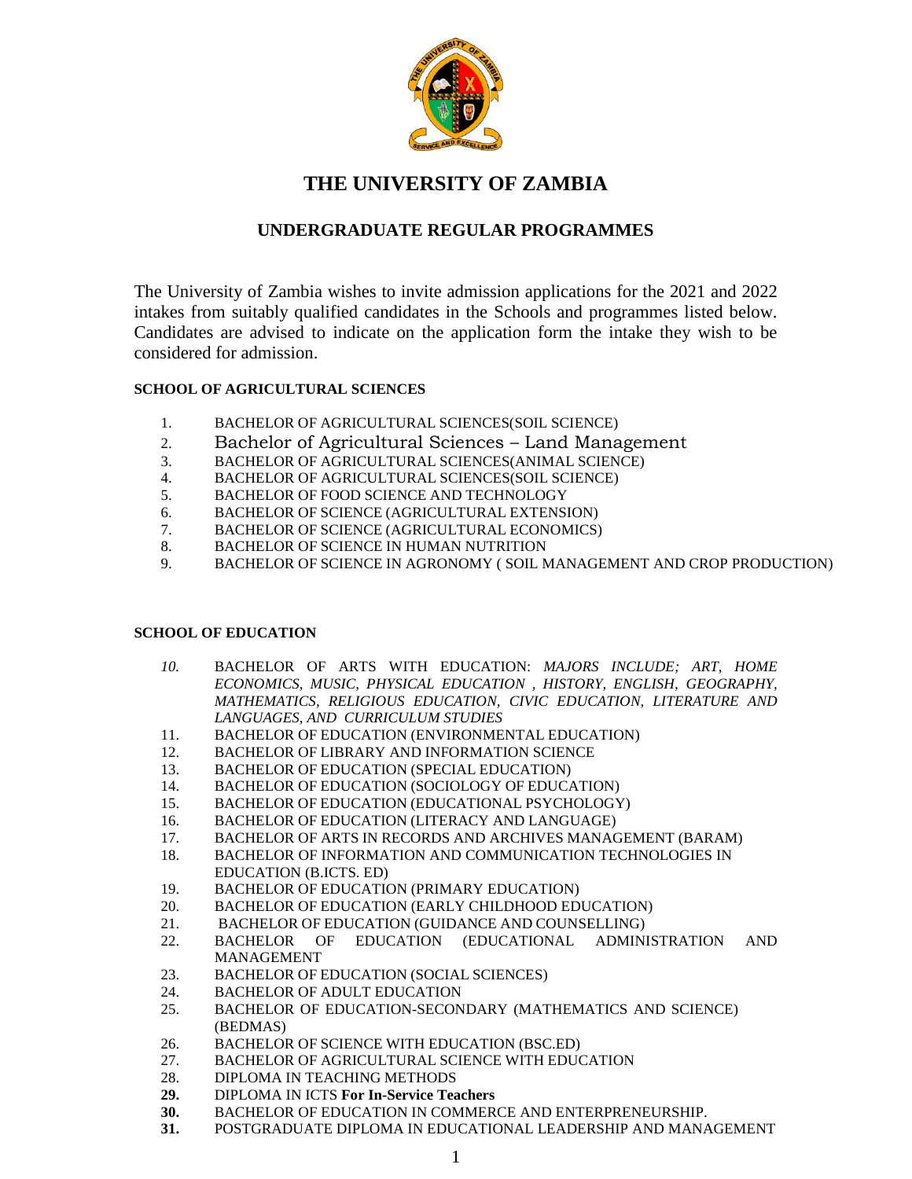# THE UNIVERSITY OF ZAMBIA

## UNDERGRADUATE REGULAR PROGRAMMES

The University of Zambia wishes to invite admission applications for the 2021 and 2022 intakes from suitably qualified candidates in the Schools and programmes listed below. Candidates are advised to indicate on the application form the intake they wish to be considered for admission.

### SCHOOL OF AGRICULTURAL SCIENCES

1. BACHELOR OF AGRICULTURAL SCIENCES(SOIL SCIENCE)
2. Bachelor of Agricultural Sciences – Land Management
3. BACHELOR OF AGRICULTURAL SCIENCES(ANIMAL SCIENCE)
4. BACHELOR OF AGRICULTURAL SCIENCES(SOIL SCIENCE)
5. BACHELOR OF FOOD SCIENCE AND TECHNOLOGY
6. BACHELOR OF SCIENCE (AGRICULTURAL EXTENSION)
7. BACHELOR OF SCIENCE (AGRICULTURAL ECONOMICS)
8. BACHELOR OF SCIENCE IN HUMAN NUTRITION
9. BACHELOR OF SCIENCE IN AGRONOMY ( SOIL MANAGEMENT AND CROP PRODUCTION)

### SCHOOL OF EDUCATION

10. BACHELOR OF ARTS WITH EDUCATION: *MAJORS INCLUDE; ART, HOME ECONOMICS, MUSIC, PHYSICAL EDUCATION , HISTORY, ENGLISH, GEOGRAPHY, MATHEMATICS, RELIGIOUS EDUCATION, CIVIC EDUCATION, LITERATURE AND LANGUAGES, AND CURRICULUM STUDIES*
11. BACHELOR OF EDUCATION (ENVIRONMENTAL EDUCATION)
12. BACHELOR OF LIBRARY AND INFORMATION SCIENCE
13. BACHELOR OF EDUCATION (SPECIAL EDUCATION)
14. BACHELOR OF EDUCATION (SOCIOLOGY OF EDUCATION)
15. BACHELOR OF EDUCATION (EDUCATIONAL PSYCHOLOGY)
16. BACHELOR OF EDUCATION (LITERACY AND LANGUAGE)
17. BACHELOR OF ARTS IN RECORDS AND ARCHIVES MANAGEMENT (BARAM)
18. BACHELOR OF INFORMATION AND COMMUNICATION TECHNOLOGIES IN EDUCATION (B.ICTS. ED)
19. BACHELOR OF EDUCATION (PRIMARY EDUCATION)
20. BACHELOR OF EDUCATION (EARLY CHILDHOOD EDUCATION)
21. BACHELOR OF EDUCATION (GUIDANCE AND COUNSELLING)
22. BACHELOR OF EDUCATION (EDUCATIONAL ADMINISTRATION AND MANAGEMENT
23. BACHELOR OF EDUCATION (SOCIAL SCIENCES)
24. BACHELOR OF ADULT EDUCATION
25. BACHELOR OF EDUCATION-SECONDARY (MATHEMATICS AND SCIENCE) (BEDMAS)
26. BACHELOR OF SCIENCE WITH EDUCATION (BSC.ED)
27. BACHELOR OF AGRICULTURAL SCIENCE WITH EDUCATION
28. DIPLOMA IN TEACHING METHODS
29. DIPLOMA IN ICTS **For In-Service Teachers**
30. BACHELOR OF EDUCATION IN COMMERCE AND ENTERPRENEURSHIP.
31. POSTGRADUATE DIPLOMA IN EDUCATIONAL LEADERSHIP AND MANAGEMENT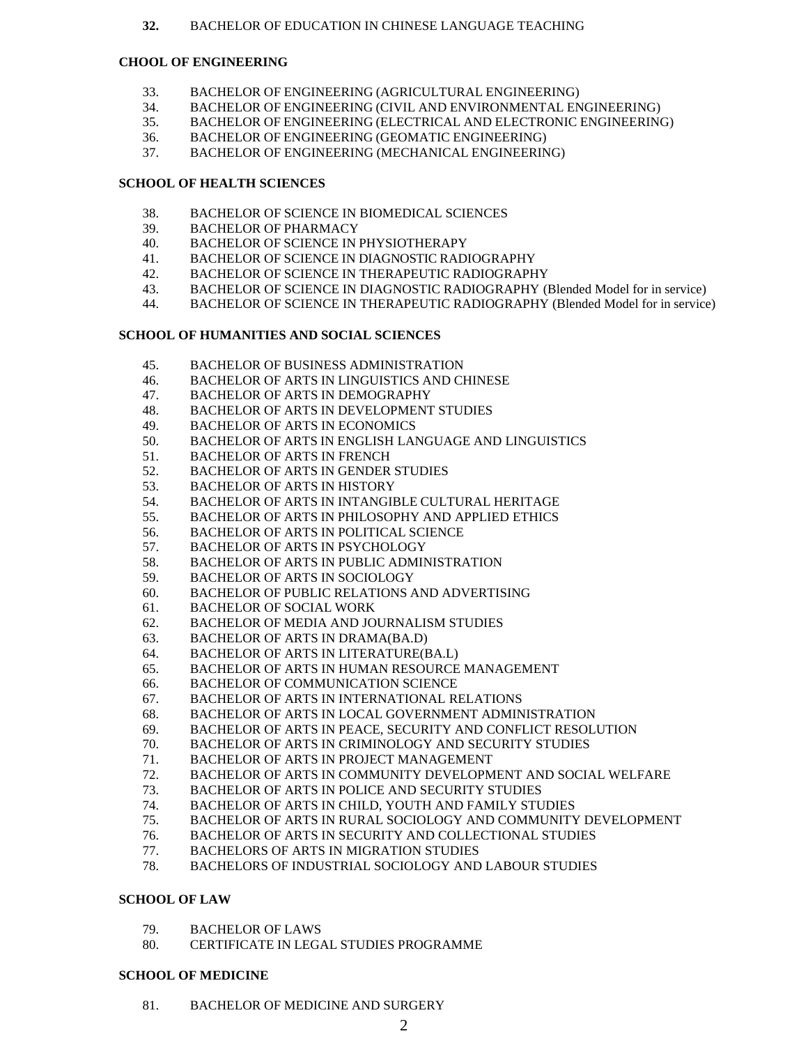**32.** BACHELOR OF EDUCATION IN CHINESE LANGUAGE TEACHING

**CHOOL OF ENGINEERING**

33. BACHELOR OF ENGINEERING (AGRICULTURAL ENGINEERING)
34. BACHELOR OF ENGINEERING (CIVIL AND ENVIRONMENTAL ENGINEERING)
35. BACHELOR OF ENGINEERING (ELECTRICAL AND ELECTRONIC ENGINEERING)
36. BACHELOR OF ENGINEERING (GEOMATIC ENGINEERING)
37. BACHELOR OF ENGINEERING (MECHANICAL ENGINEERING)

**SCHOOL OF HEALTH SCIENCES**

38. BACHELOR OF SCIENCE IN BIOMEDICAL SCIENCES
39. BACHELOR OF PHARMACY
40. BACHELOR OF SCIENCE IN PHYSIOTHERAPY
41. BACHELOR OF SCIENCE IN DIAGNOSTIC RADIOGRAPHY
42. BACHELOR OF SCIENCE IN THERAPEUTIC RADIOGRAPHY
43. BACHELOR OF SCIENCE IN DIAGNOSTIC RADIOGRAPHY (Blended Model for in service)
44. BACHELOR OF SCIENCE IN THERAPEUTIC RADIOGRAPHY (Blended Model for in service)

**SCHOOL OF HUMANITIES AND SOCIAL SCIENCES**

45. BACHELOR OF BUSINESS ADMINISTRATION
46. BACHELOR OF ARTS IN LINGUISTICS AND CHINESE
47. BACHELOR OF ARTS IN DEMOGRAPHY
48. BACHELOR OF ARTS IN DEVELOPMENT STUDIES
49. BACHELOR OF ARTS IN ECONOMICS
50. BACHELOR OF ARTS IN ENGLISH LANGUAGE AND LINGUISTICS
51. BACHELOR OF ARTS IN FRENCH
52. BACHELOR OF ARTS IN GENDER STUDIES
53. BACHELOR OF ARTS IN HISTORY
54. BACHELOR OF ARTS IN INTANGIBLE CULTURAL HERITAGE
55. BACHELOR OF ARTS IN PHILOSOPHY AND APPLIED ETHICS
56. BACHELOR OF ARTS IN POLITICAL SCIENCE
57. BACHELOR OF ARTS IN PSYCHOLOGY
58. BACHELOR OF ARTS IN PUBLIC ADMINISTRATION
59. BACHELOR OF ARTS IN SOCIOLOGY
60. BACHELOR OF PUBLIC RELATIONS AND ADVERTISING
61. BACHELOR OF SOCIAL WORK
62. BACHELOR OF MEDIA AND JOURNALISM STUDIES
63. BACHELOR OF ARTS IN DRAMA(BA.D)
64. BACHELOR OF ARTS IN LITERATURE(BA.L)
65. BACHELOR OF ARTS IN HUMAN RESOURCE MANAGEMENT
66. BACHELOR OF COMMUNICATION SCIENCE
67. BACHELOR OF ARTS IN INTERNATIONAL RELATIONS
68. BACHELOR OF ARTS IN LOCAL GOVERNMENT ADMINISTRATION
69. BACHELOR OF ARTS IN PEACE, SECURITY AND CONFLICT RESOLUTION
70. BACHELOR OF ARTS IN CRIMINOLOGY AND SECURITY STUDIES
71. BACHELOR OF ARTS IN PROJECT MANAGEMENT
72. BACHELOR OF ARTS IN COMMUNITY DEVELOPMENT AND SOCIAL WELFARE
73. BACHELOR OF ARTS IN POLICE AND SECURITY STUDIES
74. BACHELOR OF ARTS IN CHILD, YOUTH AND FAMILY STUDIES
75. BACHELOR OF ARTS IN RURAL SOCIOLOGY AND COMMUNITY DEVELOPMENT
76. BACHELOR OF ARTS IN SECURITY AND COLLECTIONAL STUDIES
77. BACHELORS OF ARTS IN MIGRATION STUDIES
78. BACHELORS OF INDUSTRIAL SOCIOLOGY AND LABOUR STUDIES

**SCHOOL OF LAW**

79. BACHELOR OF LAWS
80. CERTIFICATE IN LEGAL STUDIES PROGRAMME

**SCHOOL OF MEDICINE**

81. BACHELOR OF MEDICINE AND SURGERY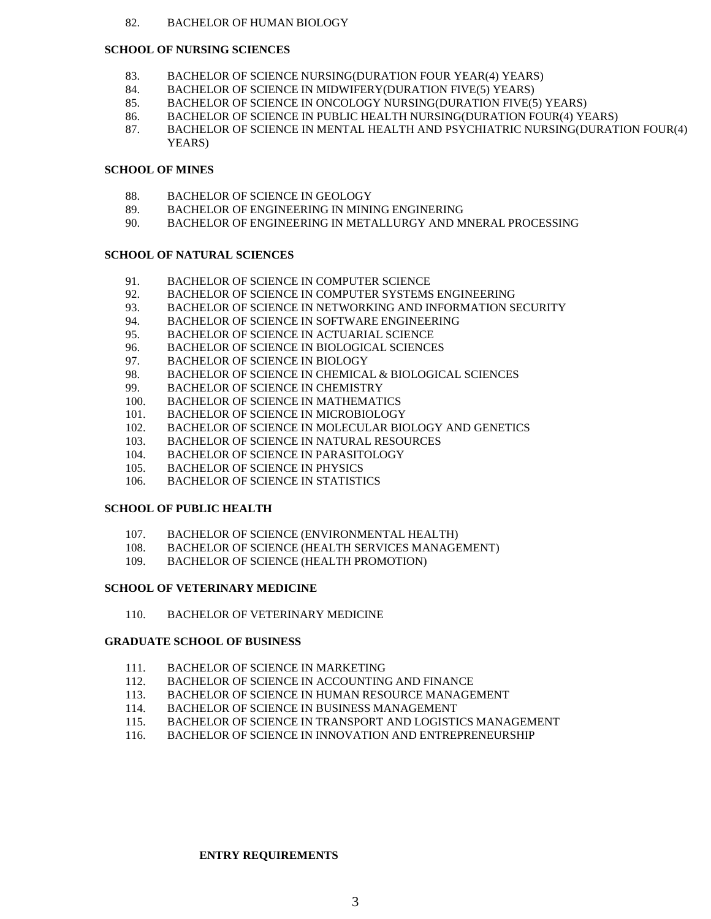82. BACHELOR OF HUMAN BIOLOGY

**SCHOOL OF NURSING SCIENCES**

83. BACHELOR OF SCIENCE NURSING(DURATION FOUR YEAR(4) YEARS)
84. BACHELOR OF SCIENCE IN MIDWIFERY(DURATION FIVE(5) YEARS)
85. BACHELOR OF SCIENCE IN ONCOLOGY NURSING(DURATION FIVE(5) YEARS)
86. BACHELOR OF SCIENCE IN PUBLIC HEALTH NURSING(DURATION FOUR(4) YEARS)
87. BACHELOR OF SCIENCE IN MENTAL HEALTH AND PSYCHIATRIC NURSING(DURATION FOUR(4) YEARS)

**SCHOOL OF MINES**

88. BACHELOR OF SCIENCE IN GEOLOGY
89. BACHELOR OF ENGINEERING IN MINING ENGINERING
90. BACHELOR OF ENGINEERING IN METALLURGY AND MNERAL PROCESSING

**SCHOOL OF NATURAL SCIENCES**

91. BACHELOR OF SCIENCE IN COMPUTER SCIENCE
92. BACHELOR OF SCIENCE IN COMPUTER SYSTEMS ENGINEERING
93. BACHELOR OF SCIENCE IN NETWORKING AND INFORMATION SECURITY
94. BACHELOR OF SCIENCE IN SOFTWARE ENGINEERING
95. BACHELOR OF SCIENCE IN ACTUARIAL SCIENCE
96. BACHELOR OF SCIENCE IN BIOLOGICAL SCIENCES
97. BACHELOR OF SCIENCE IN BIOLOGY
98. BACHELOR OF SCIENCE IN CHEMICAL & BIOLOGICAL SCIENCES
99. BACHELOR OF SCIENCE IN CHEMISTRY
100. BACHELOR OF SCIENCE IN MATHEMATICS
101. BACHELOR OF SCIENCE IN MICROBIOLOGY
102. BACHELOR OF SCIENCE IN MOLECULAR BIOLOGY AND GENETICS
103. BACHELOR OF SCIENCE IN NATURAL RESOURCES
104. BACHELOR OF SCIENCE IN PARASITOLOGY
105. BACHELOR OF SCIENCE IN PHYSICS
106. BACHELOR OF SCIENCE IN STATISTICS

**SCHOOL OF PUBLIC HEALTH**

107. BACHELOR OF SCIENCE (ENVIRONMENTAL HEALTH)
108. BACHELOR OF SCIENCE (HEALTH SERVICES MANAGEMENT)
109. BACHELOR OF SCIENCE (HEALTH PROMOTION)

**SCHOOL OF VETERINARY MEDICINE**

110. BACHELOR OF VETERINARY MEDICINE

**GRADUATE SCHOOL OF BUSINESS**

111. BACHELOR OF SCIENCE IN MARKETING
112. BACHELOR OF SCIENCE IN ACCOUNTING AND FINANCE
113. BACHELOR OF SCIENCE IN HUMAN RESOURCE MANAGEMENT
114. BACHELOR OF SCIENCE IN BUSINESS MANAGEMENT
115. BACHELOR OF SCIENCE IN TRANSPORT AND LOGISTICS MANAGEMENT
116. BACHELOR OF SCIENCE IN INNOVATION AND ENTREPRENEURSHIP

**ENTRY REQUIREMENTS**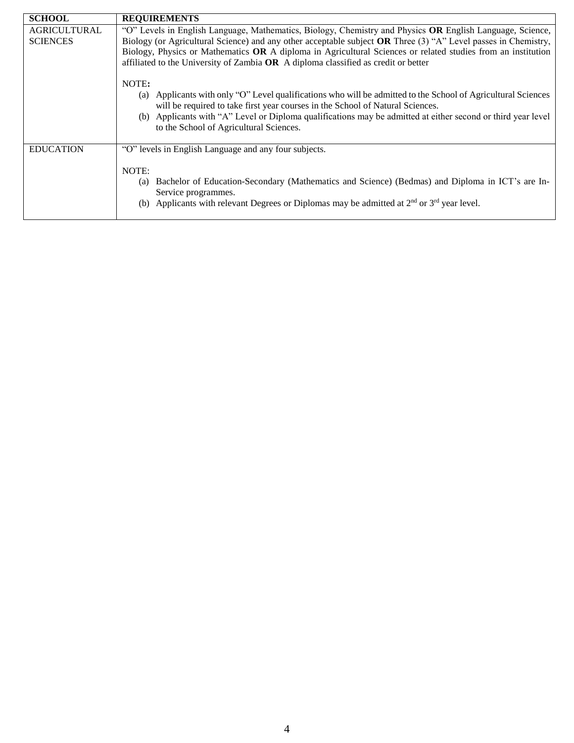| SCHOOL | REQUIREMENTS |
|---|---|
| AGRICULTURAL SCIENCES | "O" Levels in English Language, Mathematics, Biology, Chemistry and Physics **OR** English Language, Science, Biology (or Agricultural Science) and any other acceptable subject **OR** Three (3) "A" Level passes in Chemistry, Biology, Physics or Mathematics **OR** A diploma in Agricultural Sciences or related studies from an institution affiliated to the University of Zambia **OR** A diploma classified as credit or better<br><br>NOTE**:**<br>(a) Applicants with only "O" Level qualifications who will be admitted to the School of Agricultural Sciences will be required to take first year courses in the School of Natural Sciences.<br>(b) Applicants with "A" Level or Diploma qualifications may be admitted at either second or third year level to the School of Agricultural Sciences. |
| EDUCATION | "O" levels in English Language and any four subjects.<br><br>NOTE:<br>(a) Bachelor of Education-Secondary (Mathematics and Science) (Bedmas) and Diploma in ICT's are In-Service programmes.<br>(b) Applicants with relevant Degrees or Diplomas may be admitted at 2nd or 3rd year level. |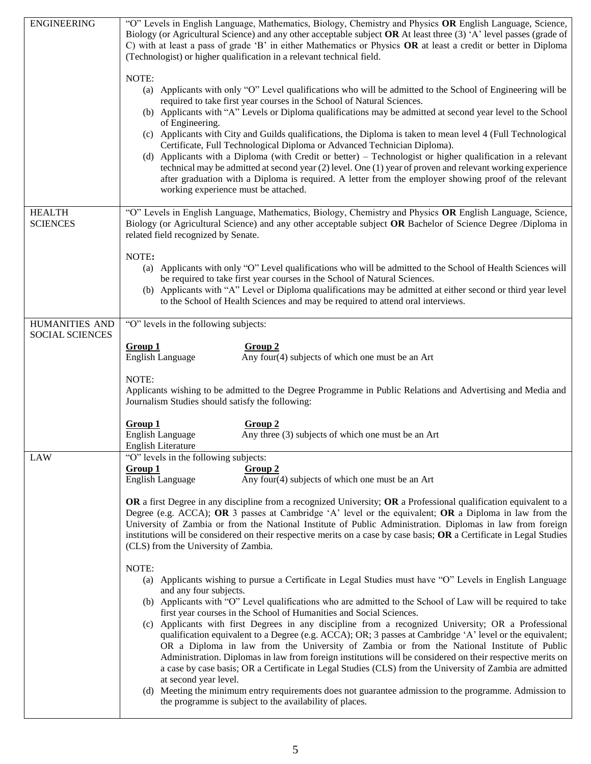| | |
|---|---|
| ENGINEERING | "O" Levels in English Language, Mathematics, Biology, Chemistry and Physics **OR** English Language, Science, Biology (or Agricultural Science) and any other acceptable subject **OR** At least three (3) 'A' level passes (grade of C) with at least a pass of grade 'B' in either Mathematics or Physics **OR** at least a credit or better in Diploma (Technologist) or higher qualification in a relevant technical field.<br><br>NOTE:<br>(a) Applicants with only "O" Level qualifications who will be admitted to the School of Engineering will be required to take first year courses in the School of Natural Sciences.<br>(b) Applicants with "A" Levels or Diploma qualifications may be admitted at second year level to the School of Engineering.<br>(c) Applicants with City and Guilds qualifications, the Diploma is taken to mean level 4 (Full Technological Certificate, Full Technological Diploma or Advanced Technician Diploma).<br>(d) Applicants with a Diploma (with Credit or better) – Technologist or higher qualification in a relevant technical may be admitted at second year (2) level. One (1) year of proven and relevant working experience after graduation with a Diploma is required. A letter from the employer showing proof of the relevant working experience must be attached. |
| HEALTH SCIENCES | "O" Levels in English Language, Mathematics, Biology, Chemistry and Physics **OR** English Language, Science, Biology (or Agricultural Science) and any other acceptable subject **OR** Bachelor of Science Degree /Diploma in related field recognized by Senate.<br><br>NOTE:<br>(a) Applicants with only "O" Level qualifications who will be admitted to the School of Health Sciences will be required to take first year courses in the School of Natural Sciences.<br>(b) Applicants with "A" Level or Diploma qualifications may be admitted at either second or third year level to the School of Health Sciences and may be required to attend oral interviews. |
| HUMANITIES AND SOCIAL SCIENCES | "O" levels in the following subjects:<br><br>**Group 1**: English Language<br>**Group 2**: Any four(4) subjects of which one must be an Art<br><br>NOTE:<br>Applicants wishing to be admitted to the Degree Programme in Public Relations and Advertising and Media and Journalism Studies should satisfy the following:<br><br>**Group 1**: English Language, English Literature<br>**Group 2**: Any three (3) subjects of which one must be an Art |
| LAW | "O" levels in the following subjects:<br>**Group 1**: English Language<br>**Group 2**: Any four(4) subjects of which one must be an Art<br><br>**OR** a first Degree in any discipline from a recognized University; **OR** a Professional qualification equivalent to a Degree (e.g. ACCA); **OR** 3 passes at Cambridge 'A' level or the equivalent; **OR** a Diploma in law from the University of Zambia or from the National Institute of Public Administration. Diplomas in law from foreign institutions will be considered on their respective merits on a case by case basis; **OR** a Certificate in Legal Studies (CLS) from the University of Zambia.<br><br>NOTE:<br>(a) Applicants wishing to pursue a Certificate in Legal Studies must have "O" Levels in English Language and any four subjects.<br>(b) Applicants with "O" Level qualifications who are admitted to the School of Law will be required to take first year courses in the School of Humanities and Social Sciences.<br>(c) Applicants with first Degrees in any discipline from a recognized University; OR a Professional qualification equivalent to a Degree (e.g. ACCA); OR; 3 passes at Cambridge 'A' level or the equivalent; OR a Diploma in law from the University of Zambia or from the National Institute of Public Administration. Diplomas in law from foreign institutions will be considered on their respective merits on a case by case basis; OR a Certificate in Legal Studies (CLS) from the University of Zambia are admitted at second year level.<br>(d) Meeting the minimum entry requirements does not guarantee admission to the programme. Admission to the programme is subject to the availability of places. |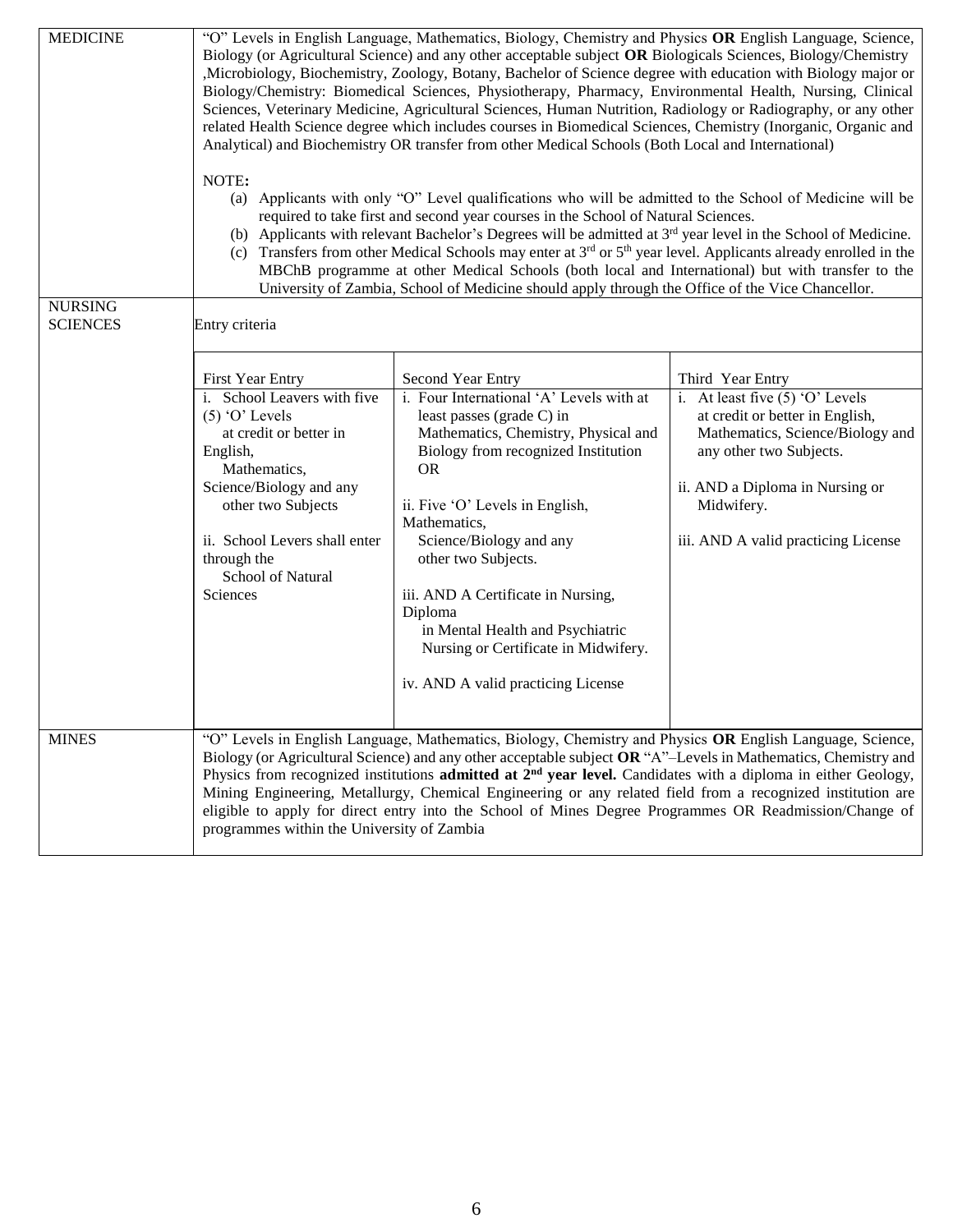| | |
|---|---|
| MEDICINE | "O" Levels in English Language, Mathematics, Biology, Chemistry and Physics **OR** English Language, Science, Biology (or Agricultural Science) and any other acceptable subject **OR** Biologicals Sciences, Biology/Chemistry ,Microbiology, Biochemistry, Zoology, Botany, Bachelor of Science degree with education with Biology major or Biology/Chemistry: Biomedical Sciences, Physiotherapy, Pharmacy, Environmental Health, Nursing, Clinical Sciences, Veterinary Medicine, Agricultural Sciences, Human Nutrition, Radiology or Radiography, or any other related Health Science degree which includes courses in Biomedical Sciences, Chemistry (Inorganic, Organic and Analytical) and Biochemistry OR transfer from other Medical Schools (Both Local and International)<br><br>NOTE**:**<br>(a) Applicants with only "O" Level qualifications who will be admitted to the School of Medicine will be required to take first and second year courses in the School of Natural Sciences.<br>(b) Applicants with relevant Bachelor's Degrees will be admitted at 3rd year level in the School of Medicine.<br>(c) Transfers from other Medical Schools may enter at 3rd or 5th year level. Applicants already enrolled in the MBChB programme at other Medical Schools (both local and International) but with transfer to the University of Zambia, School of Medicine should apply through the Office of the Vice Chancellor. |
| NURSING SCIENCES | Entry criteria<br><br>**First Year Entry**<br>i. School Leavers with five (5) 'O' Levels at credit or better in English, Mathematics, Science/Biology and any other two Subjects<br>ii. School Levers shall enter through the School of Natural Sciences<br><br>**Second Year Entry**<br>i. Four International 'A' Levels with at least passes (grade C) in Mathematics, Chemistry, Physical and Biology from recognized Institution OR<br>ii. Five 'O' Levels in English, Mathematics, Science/Biology and any other two Subjects.<br>iii. AND A Certificate in Nursing, Diploma in Mental Health and Psychiatric Nursing or Certificate in Midwifery.<br>iv. AND A valid practicing License<br><br>**Third Year Entry**<br>i. At least five (5) 'O' Levels at credit or better in English, Mathematics, Science/Biology and any other two Subjects.<br>ii. AND a Diploma in Nursing or Midwifery.<br>iii. AND A valid practicing License |
| MINES | "O" Levels in English Language, Mathematics, Biology, Chemistry and Physics **OR** English Language, Science, Biology (or Agricultural Science) and any other acceptable subject **OR** "A"–Levels in Mathematics, Chemistry and Physics from recognized institutions **admitted at 2nd year level.** Candidates with a diploma in either Geology, Mining Engineering, Metallurgy, Chemical Engineering or any related field from a recognized institution are eligible to apply for direct entry into the School of Mines Degree Programmes OR Readmission/Change of programmes within the University of Zambia |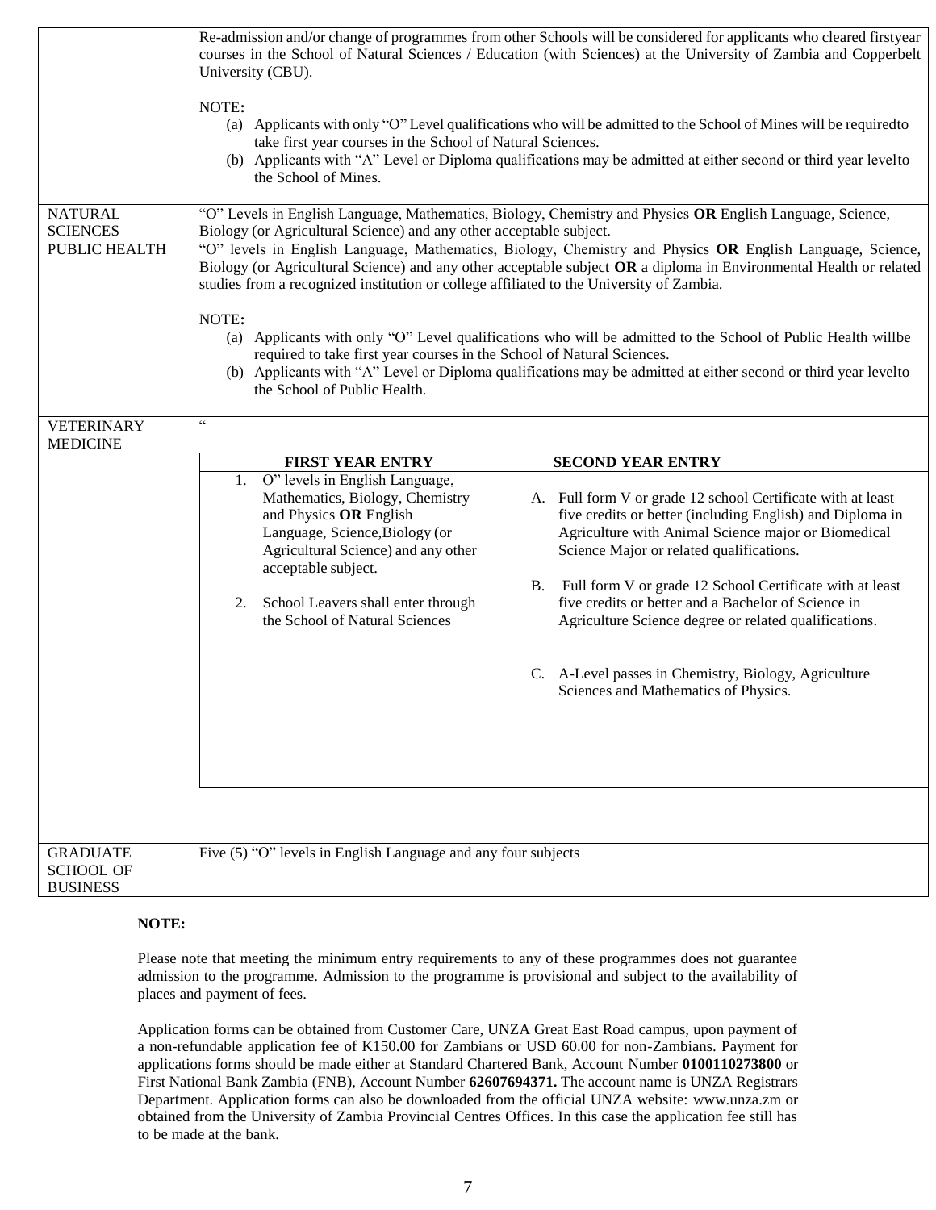| | |
|---|---|
| | Re-admission and/or change of programmes from other Schools will be considered for applicants who cleared firstyear courses in the School of Natural Sciences / Education (with Sciences) at the University of Zambia and Copperbelt University (CBU).<br><br>NOTE**:**<br>(a) Applicants with only "O" Level qualifications who will be admitted to the School of Mines will be requiredto take first year courses in the School of Natural Sciences.<br>(b) Applicants with "A" Level or Diploma qualifications may be admitted at either second or third year levelto the School of Mines. |
| NATURAL SCIENCES | "O" Levels in English Language, Mathematics, Biology, Chemistry and Physics **OR** English Language, Science, Biology (or Agricultural Science) and any other acceptable subject. |
| PUBLIC HEALTH | "O" levels in English Language, Mathematics, Biology, Chemistry and Physics **OR** English Language, Science, Biology (or Agricultural Science) and any other acceptable subject **OR** a diploma in Environmental Health or related studies from a recognized institution or college affiliated to the University of Zambia.<br><br>NOTE**:**<br>(a) Applicants with only "O" Level qualifications who will be admitted to the School of Public Health willbe required to take first year courses in the School of Natural Sciences.<br>(b) Applicants with "A" Level or Diploma qualifications may be admitted at either second or third year levelto the School of Public Health. |
| VETERINARY MEDICINE | "<br><br>**FIRST YEAR ENTRY**<br>1. O" levels in English Language, Mathematics, Biology, Chemistry and Physics **OR** English Language, Science,Biology (or Agricultural Science) and any other acceptable subject.<br>2. School Leavers shall enter through the School of Natural Sciences<br><br>**SECOND YEAR ENTRY**<br>A. Full form V or grade 12 school Certificate with at least five credits or better (including English) and Diploma in Agriculture with Animal Science major or Biomedical Science Major or related qualifications.<br>B. Full form V or grade 12 School Certificate with at least five credits or better and a Bachelor of Science in Agriculture Science degree or related qualifications.<br>C. A-Level passes in Chemistry, Biology, Agriculture Sciences and Mathematics of Physics. |
| GRADUATE SCHOOL OF BUSINESS | Five (5) "O" levels in English Language and any four subjects |

**NOTE:**

Please note that meeting the minimum entry requirements to any of these programmes does not guarantee admission to the programme. Admission to the programme is provisional and subject to the availability of places and payment of fees.

Application forms can be obtained from Customer Care, UNZA Great East Road campus, upon payment of a non-refundable application fee of K150.00 for Zambians or USD 60.00 for non-Zambians. Payment for applications forms should be made either at Standard Chartered Bank, Account Number **0100110273800** or First National Bank Zambia (FNB), Account Number **62607694371.** The account name is UNZA Registrars Department. Application forms can also be downloaded from the official UNZA website: www.unza.zm or obtained from the University of Zambia Provincial Centres Offices. In this case the application fee still has to be made at the bank.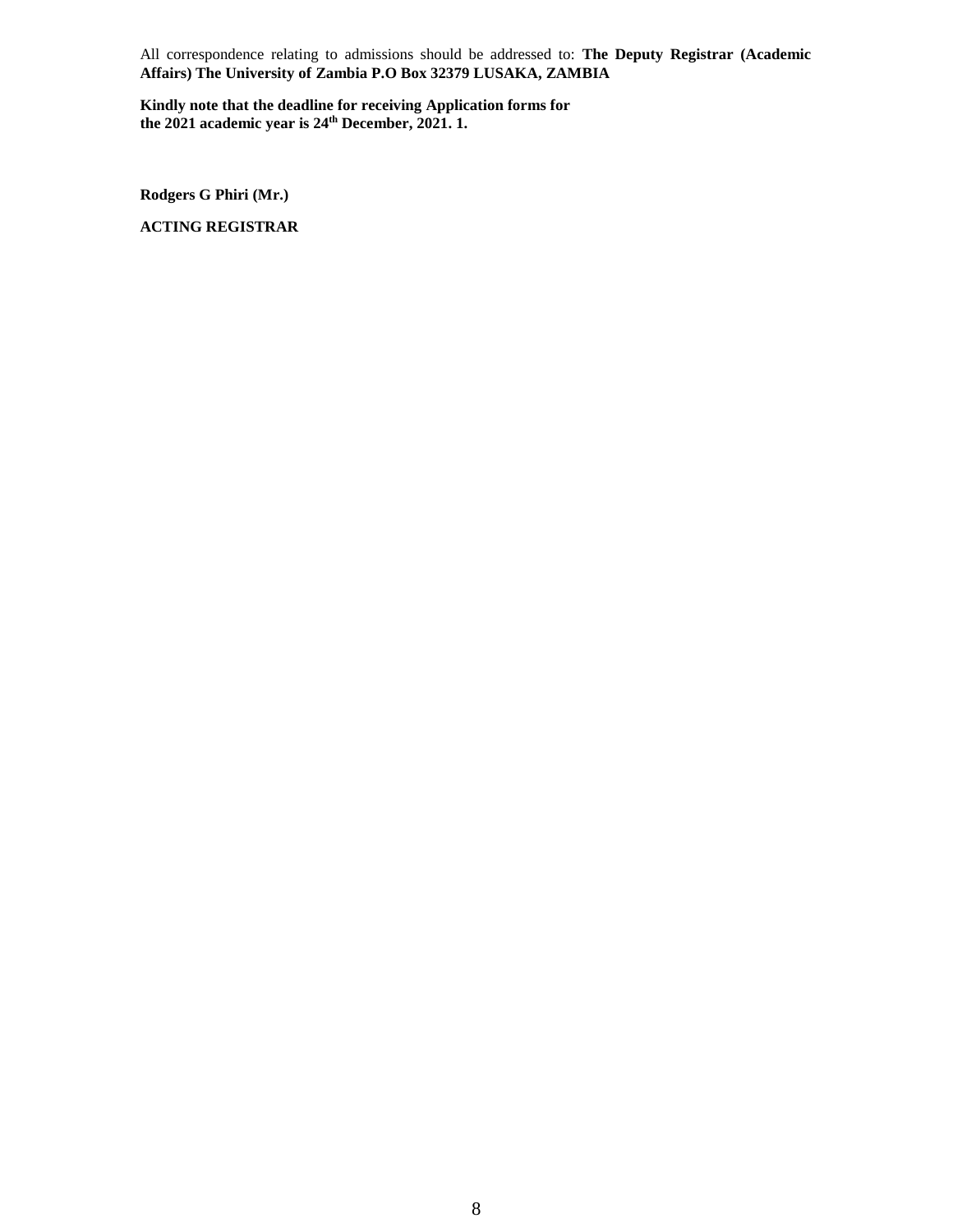All correspondence relating to admissions should be addressed to: **The Deputy Registrar (Academic Affairs) The University of Zambia P.O Box 32379 LUSAKA, ZAMBIA**

**Kindly note that the deadline for receiving Application forms for the 2021 academic year is 24th December, 2021. 1.**

**Rodgers G Phiri (Mr.)**

**ACTING REGISTRAR**